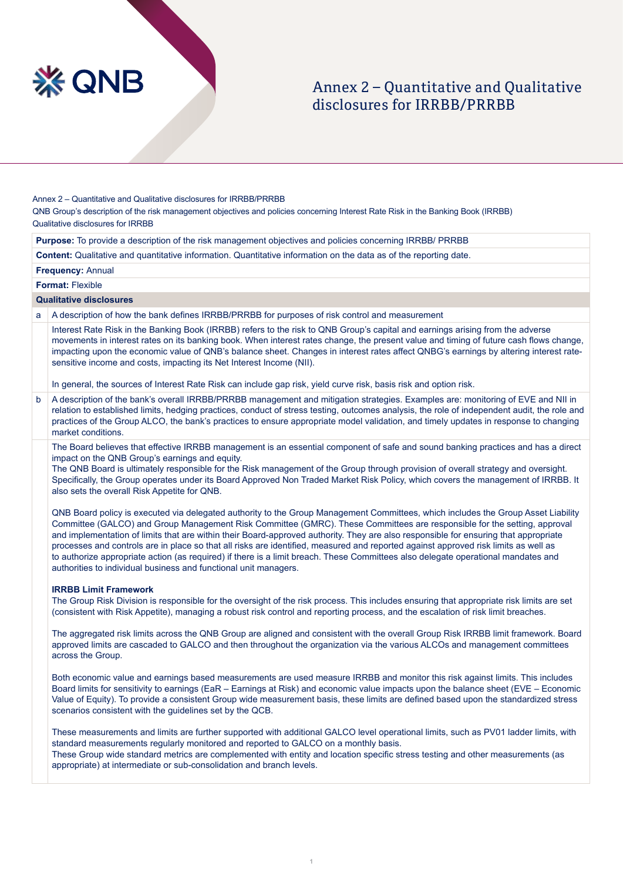# Annex 2 – Quantitative and Qualitative disclosures for IRRBB/PRRBB

Annex 2 – Quantitative and Qualitative disclosures for IRRBB/PRRBB

QNB Group's description of the risk management objectives and policies concerning Interest Rate Risk in the Banking Book (IRRBB)

Qualitative disclosures for IRRBB

| | |
|---|---|
| **Purpose:** To provide a description of the risk management objectives and policies concerning IRRBB/ PRRBB | |
| **Content:** Qualitative and quantitative information. Quantitative information on the data as of the reporting date. | |
| **Frequency:** Annual | |
| **Format:** Flexible | |
| **Qualitative disclosures** | |
| a | A description of how the bank defines IRRBB/PRRBB for purposes of risk control and measurement |
| | Interest Rate Risk in the Banking Book (IRRBB) refers to the risk to QNB Group's capital and earnings arising from the adverse movements in interest rates on its banking book. When interest rates change, the present value and timing of future cash flows change, impacting upon the economic value of QNB's balance sheet. Changes in interest rates affect QNBG's earnings by altering interest rate-sensitive income and costs, impacting its Net Interest Income (NII).<br><br>In general, the sources of Interest Rate Risk can include gap risk, yield curve risk, basis risk and option risk. |
| b | A description of the bank's overall IRRBB/PRRBB management and mitigation strategies. Examples are: monitoring of EVE and NII in relation to established limits, hedging practices, conduct of stress testing, outcomes analysis, the role of independent audit, the role and practices of the Group ALCO, the bank's practices to ensure appropriate model validation, and timely updates in response to changing market conditions. |
| | The Board believes that effective IRRBB management is an essential component of safe and sound banking practices and has a direct impact on the QNB Group's earnings and equity.<br>The QNB Board is ultimately responsible for the Risk management of the Group through provision of overall strategy and oversight. Specifically, the Group operates under its Board Approved Non Traded Market Risk Policy, which covers the management of IRRBB. It also sets the overall Risk Appetite for QNB.<br><br>QNB Board policy is executed via delegated authority to the Group Management Committees, which includes the Group Asset Liability Committee (GALCO) and Group Management Risk Committee (GMRC). These Committees are responsible for the setting, approval and implementation of limits that are within their Board-approved authority. They are also responsible for ensuring that appropriate processes and controls are in place so that all risks are identified, measured and reported against approved risk limits as well as to authorize appropriate action (as required) if there is a limit breach. These Committees also delegate operational mandates and authorities to individual business and functional unit managers.<br><br>**IRRBB Limit Framework**<br>The Group Risk Division is responsible for the oversight of the risk process. This includes ensuring that appropriate risk limits are set (consistent with Risk Appetite), managing a robust risk control and reporting process, and the escalation of risk limit breaches.<br><br>The aggregated risk limits across the QNB Group are aligned and consistent with the overall Group Risk IRRBB limit framework. Board approved limits are cascaded to GALCO and then throughout the organization via the various ALCOs and management committees across the Group.<br><br>Both economic value and earnings based measurements are used measure IRRBB and monitor this risk against limits. This includes Board limits for sensitivity to earnings (EaR – Earnings at Risk) and economic value impacts upon the balance sheet (EVE – Economic Value of Equity). To provide a consistent Group wide measurement basis, these limits are defined based upon the standardized stress scenarios consistent with the guidelines set by the QCB.<br><br>These measurements and limits are further supported with additional GALCO level operational limits, such as PV01 ladder limits, with standard measurements regularly monitored and reported to GALCO on a monthly basis.<br>These Group wide standard metrics are complemented with entity and location specific stress testing and other measurements (as appropriate) at intermediate or sub-consolidation and branch levels. |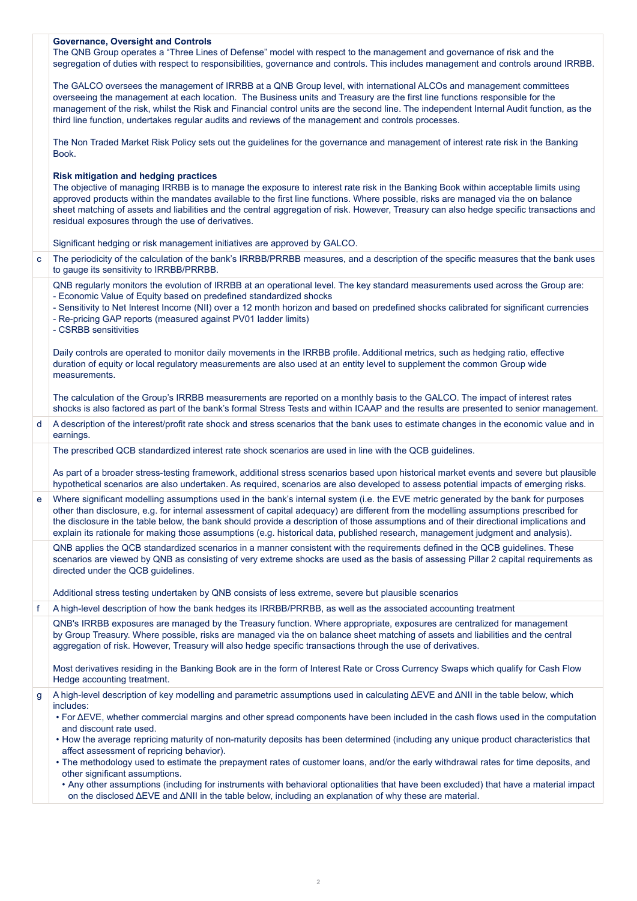| | |
|---|---|
| | **Governance, Oversight and Controls**<br>The QNB Group operates a "Three Lines of Defense" model with respect to the management and governance of risk and the segregation of duties with respect to responsibilities, governance and controls. This includes management and controls around IRRBB.<br><br>The GALCO oversees the management of IRRBB at a QNB Group level, with international ALCOs and management committees overseeing the management at each location. The Business units and Treasury are the first line functions responsible for the management of the risk, whilst the Risk and Financial control units are the second line. The independent Internal Audit function, as the third line function, undertakes regular audits and reviews of the management and controls processes.<br><br>The Non Traded Market Risk Policy sets out the guidelines for the governance and management of interest rate risk in the Banking Book.<br><br>**Risk mitigation and hedging practices**<br>The objective of managing IRRBB is to manage the exposure to interest rate risk in the Banking Book within acceptable limits using approved products within the mandates available to the first line functions. Where possible, risks are managed via the on balance sheet matching of assets and liabilities and the central aggregation of risk. However, Treasury can also hedge specific transactions and residual exposures through the use of derivatives.<br><br>Significant hedging or risk management initiatives are approved by GALCO. |
| c | The periodicity of the calculation of the bank's IRRBB/PRRBB measures, and a description of the specific measures that the bank uses to gauge its sensitivity to IRRBB/PRRBB. |
| | QNB regularly monitors the evolution of IRRBB at an operational level. The key standard measurements used across the Group are:<br>- Economic Value of Equity based on predefined standardized shocks<br>- Sensitivity to Net Interest Income (NII) over a 12 month horizon and based on predefined shocks calibrated for significant currencies<br>- Re-pricing GAP reports (measured against PV01 ladder limits)<br>- CSRBB sensitivities<br><br>Daily controls are operated to monitor daily movements in the IRRBB profile. Additional metrics, such as hedging ratio, effective duration of equity or local regulatory measurements are also used at an entity level to supplement the common Group wide measurements.<br><br>The calculation of the Group's IRRBB measurements are reported on a monthly basis to the GALCO. The impact of interest rates shocks is also factored as part of the bank's formal Stress Tests and within ICAAP and the results are presented to senior management. |
| d | A description of the interest/profit rate shock and stress scenarios that the bank uses to estimate changes in the economic value and in earnings. |
| | The prescribed QCB standardized interest rate shock scenarios are used in line with the QCB guidelines.<br><br>As part of a broader stress-testing framework, additional stress scenarios based upon historical market events and severe but plausible hypothetical scenarios are also undertaken. As required, scenarios are also developed to assess potential impacts of emerging risks. |
| e | Where significant modelling assumptions used in the bank's internal system (i.e. the EVE metric generated by the bank for purposes other than disclosure, e.g. for internal assessment of capital adequacy) are different from the modelling assumptions prescribed for the disclosure in the table below, the bank should provide a description of those assumptions and of their directional implications and explain its rationale for making those assumptions (e.g. historical data, published research, management judgment and analysis). |
| | QNB applies the QCB standardized scenarios in a manner consistent with the requirements defined in the QCB guidelines. These scenarios are viewed by QNB as consisting of very extreme shocks are used as the basis of assessing Pillar 2 capital requirements as directed under the QCB guidelines.<br><br>Additional stress testing undertaken by QNB consists of less extreme, severe but plausible scenarios |
| f | A high-level description of how the bank hedges its IRRBB/PRRBB, as well as the associated accounting treatment |
| | QNB's IRRBB exposures are managed by the Treasury function. Where appropriate, exposures are centralized for management by Group Treasury. Where possible, risks are managed via the on balance sheet matching of assets and liabilities and the central aggregation of risk. However, Treasury will also hedge specific transactions through the use of derivatives.<br><br>Most derivatives residing in the Banking Book are in the form of Interest Rate or Cross Currency Swaps which qualify for Cash Flow Hedge accounting treatment. |
| g | A high-level description of key modelling and parametric assumptions used in calculating ΔEVE and ΔNII in the table below, which includes:<br>• For ΔEVE, whether commercial margins and other spread components have been included in the cash flows used in the computation and discount rate used.<br>• How the average repricing maturity of non-maturity deposits has been determined (including any unique product characteristics that affect assessment of repricing behavior).<br>• The methodology used to estimate the prepayment rates of customer loans, and/or the early withdrawal rates for time deposits, and other significant assumptions.<br>• Any other assumptions (including for instruments with behavioral optionalities that have been excluded) that have a material impact on the disclosed ΔEVE and ΔNII in the table below, including an explanation of why these are material. |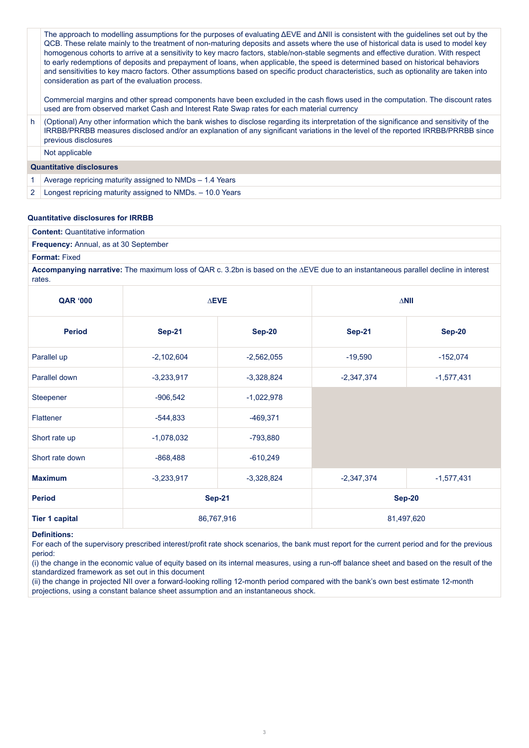| | |
|---|---|
| | The approach to modelling assumptions for the purposes of evaluating ΔEVE and ΔNII is consistent with the guidelines set out by the QCB. These relate mainly to the treatment of non-maturing deposits and assets where the use of historical data is used to model key homogenous cohorts to arrive at a sensitivity to key macro factors, stable/non-stable segments and effective duration. With respect to early redemptions of deposits and prepayment of loans, when applicable, the speed is determined based on historical behaviors and sensitivities to key macro factors. Other assumptions based on specific product characteristics, such as optionality are taken into consideration as part of the evaluation process.<br><br>Commercial margins and other spread components have been excluded in the cash flows used in the computation. The discount rates used are from observed market Cash and Interest Rate Swap rates for each material currency |
| h | (Optional) Any other information which the bank wishes to disclose regarding its interpretation of the significance and sensitivity of the IRRBB/PRRBB measures disclosed and/or an explanation of any significant variations in the level of the reported IRRBB/PRRBB since previous disclosures |
| | Not applicable |
| **Quantitative disclosures** | |
| 1 | Average repricing maturity assigned to NMDs – 1.4 Years |
| 2 | Longest repricing maturity assigned to NMDs. – 10.0 Years |

### Quantitative disclosures for IRRBB

**Content:** Quantitative information

**Frequency:** Annual, as at 30 September

**Format:** Fixed

**Accompanying narrative:** The maximum loss of QAR c. 3.2bn is based on the ΔEVE due to an instantaneous parallel decline in interest rates.

| QAR '000 | ΔEVE | | ΔNII | |
|---|---|---|---|---|
| **Period** | **Sep-21** | **Sep-20** | **Sep-21** | **Sep-20** |
| Parallel up | -2,102,604 | -2,562,055 | -19,590 | -152,074 |
| Parallel down | -3,233,917 | -3,328,824 | -2,347,374 | -1,577,431 |
| Steepener | -906,542 | -1,022,978 | | |
| Flattener | -544,833 | -469,371 | | |
| Short rate up | -1,078,032 | -793,880 | | |
| Short rate down | -868,488 | -610,249 | | |
| **Maximum** | -3,233,917 | -3,328,824 | -2,347,374 | -1,577,431 |
| **Period** | **Sep-21** | | **Sep-20** | |
| **Tier 1 capital** | 86,767,916 | | 81,497,620 | |

**Definitions:**

For each of the supervisory prescribed interest/profit rate shock scenarios, the bank must report for the current period and for the previous period:

(i) the change in the economic value of equity based on its internal measures, using a run-off balance sheet and based on the result of the standardized framework as set out in this document

(ii) the change in projected NII over a forward-looking rolling 12-month period compared with the bank's own best estimate 12-month projections, using a constant balance sheet assumption and an instantaneous shock.